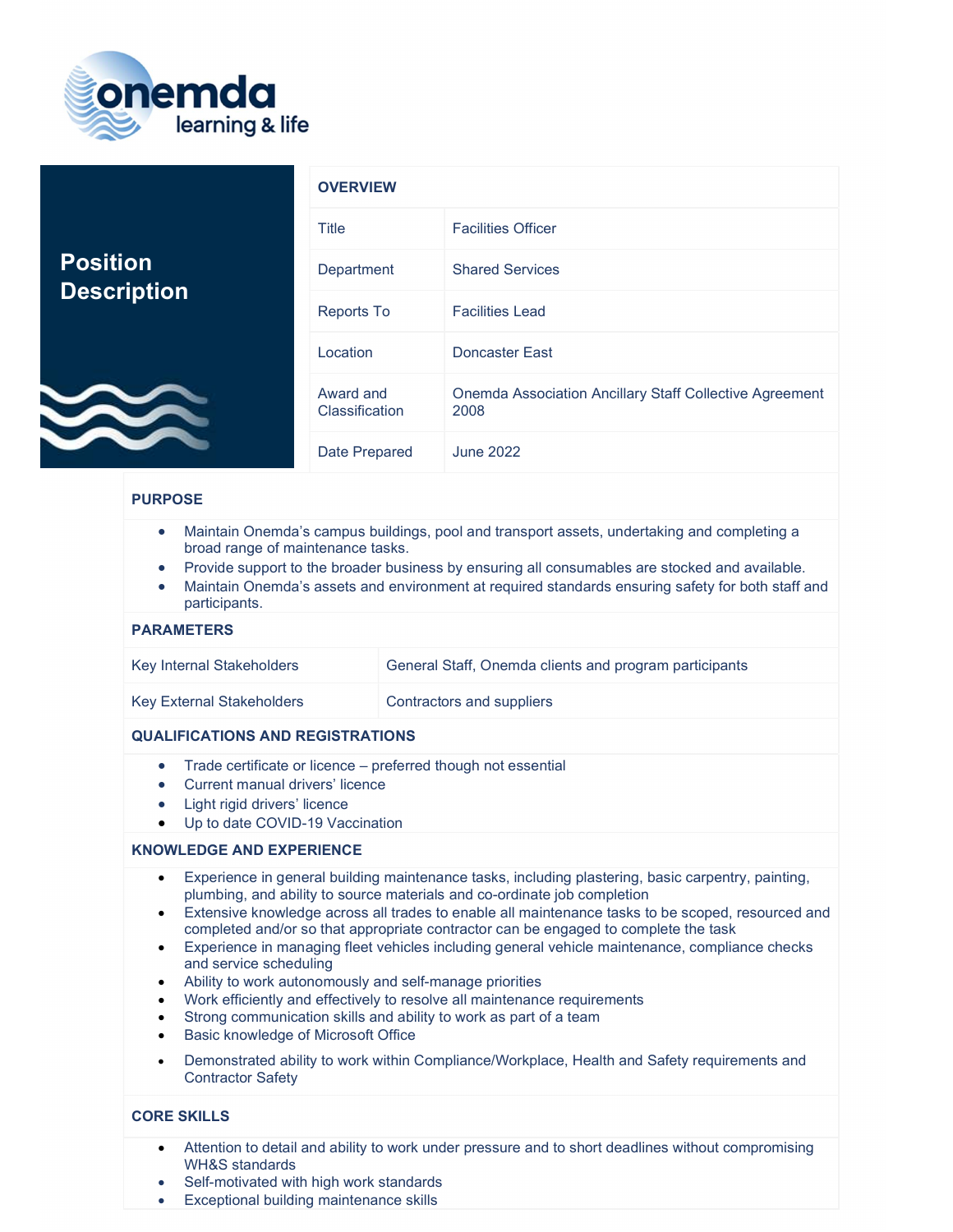onemda
learning & life

# Position Description

| OVERVIEW | |
|---|---|
| Title | Facilities Officer |
| Department | Shared Services |
| Reports To | Facilities Lead |
| Location | Doncaster East |
| Award and Classification | Onemda Association Ancillary Staff Collective Agreement 2008 |
| Date Prepared | June 2022 |

## PURPOSE

- Maintain Onemda's campus buildings, pool and transport assets, undertaking and completing a broad range of maintenance tasks.
- Provide support to the broader business by ensuring all consumables are stocked and available.
- Maintain Onemda's assets and environment at required standards ensuring safety for both staff and participants.

## PARAMETERS

| | |
|---|---|
| Key Internal Stakeholders | General Staff, Onemda clients and program participants |
| Key External Stakeholders | Contractors and suppliers |

## QUALIFICATIONS AND REGISTRATIONS

- Trade certificate or licence – preferred though not essential
- Current manual drivers' licence
- Light rigid drivers' licence
- Up to date COVID-19 Vaccination

## KNOWLEDGE AND EXPERIENCE

- Experience in general building maintenance tasks, including plastering, basic carpentry, painting, plumbing, and ability to source materials and co-ordinate job completion
- Extensive knowledge across all trades to enable all maintenance tasks to be scoped, resourced and completed and/or so that appropriate contractor can be engaged to complete the task
- Experience in managing fleet vehicles including general vehicle maintenance, compliance checks and service scheduling
- Ability to work autonomously and self-manage priorities
- Work efficiently and effectively to resolve all maintenance requirements
- Strong communication skills and ability to work as part of a team
- Basic knowledge of Microsoft Office
- Demonstrated ability to work within Compliance/Workplace, Health and Safety requirements and Contractor Safety

## CORE SKILLS

- Attention to detail and ability to work under pressure and to short deadlines without compromising WH&S standards
- Self-motivated with high work standards
- Exceptional building maintenance skills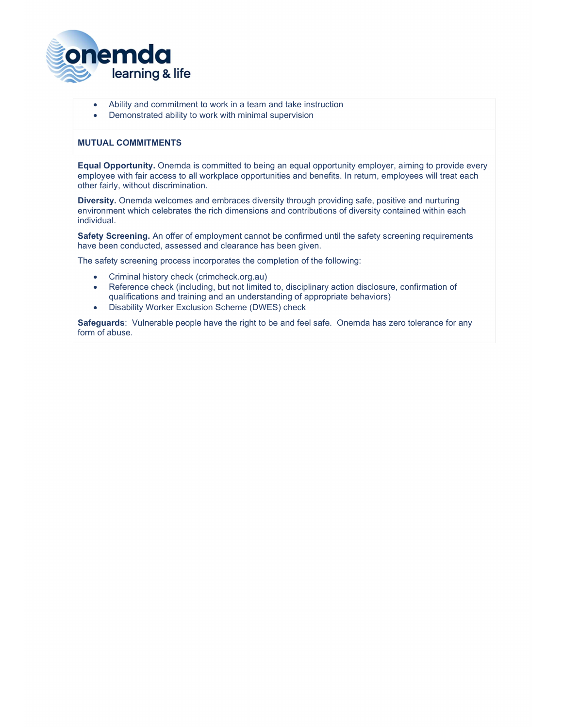- Ability and commitment to work in a team and take instruction
- Demonstrated ability to work with minimal supervision

**MUTUAL COMMITMENTS**

**Equal Opportunity.** Onemda is committed to being an equal opportunity employer, aiming to provide every employee with fair access to all workplace opportunities and benefits. In return, employees will treat each other fairly, without discrimination.

**Diversity.** Onemda welcomes and embraces diversity through providing safe, positive and nurturing environment which celebrates the rich dimensions and contributions of diversity contained within each individual.

**Safety Screening.** An offer of employment cannot be confirmed until the safety screening requirements have been conducted, assessed and clearance has been given.

The safety screening process incorporates the completion of the following:

- Criminal history check (crimcheck.org.au)
- Reference check (including, but not limited to, disciplinary action disclosure, confirmation of qualifications and training and an understanding of appropriate behaviors)
- Disability Worker Exclusion Scheme (DWES) check

**Safeguards**: Vulnerable people have the right to be and feel safe. Onemda has zero tolerance for any form of abuse.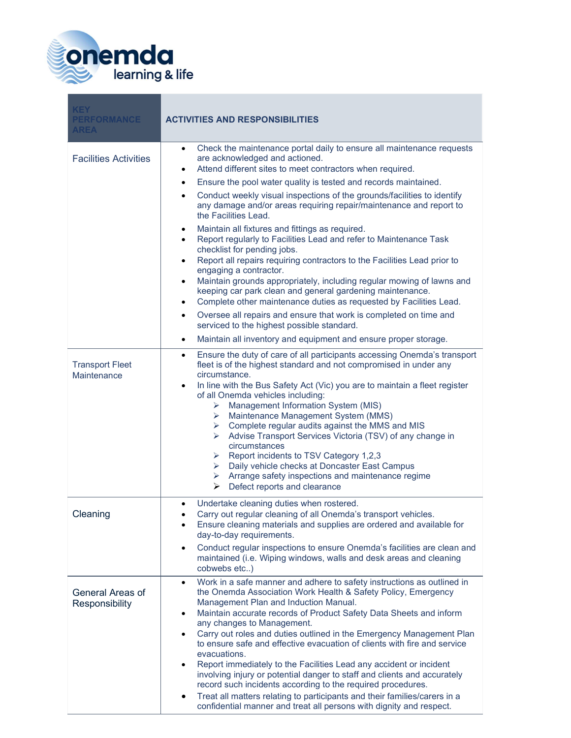| KEY PERFORMANCE AREA | ACTIVITIES AND RESPONSIBILITIES |
|---|---|
| Facilities Activities | • Check the maintenance portal daily to ensure all maintenance requests are acknowledged and actioned.<br>• Attend different sites to meet contractors when required.<br>• Ensure the pool water quality is tested and records maintained.<br>• Conduct weekly visual inspections of the grounds/facilities to identify any damage and/or areas requiring repair/maintenance and report to the Facilities Lead.<br>• Maintain all fixtures and fittings as required.<br>• Report regularly to Facilities Lead and refer to Maintenance Task checklist for pending jobs.<br>• Report all repairs requiring contractors to the Facilities Lead prior to engaging a contractor.<br>• Maintain grounds appropriately, including regular mowing of lawns and keeping car park clean and general gardening maintenance.<br>• Complete other maintenance duties as requested by Facilities Lead.<br>• Oversee all repairs and ensure that work is completed on time and serviced to the highest possible standard.<br>• Maintain all inventory and equipment and ensure proper storage. |
| Transport Fleet Maintenance | • Ensure the duty of care of all participants accessing Onemda's transport fleet is of the highest standard and not compromised in under any circumstance.<br>• In line with the Bus Safety Act (Vic) you are to maintain a fleet register of all Onemda vehicles including:<br>  ➢ Management Information System (MIS)<br>  ➢ Maintenance Management System (MMS)<br>  ➢ Complete regular audits against the MMS and MIS<br>  ➢ Advise Transport Services Victoria (TSV) of any change in circumstances<br>  ➢ Report incidents to TSV Category 1,2,3<br>  ➢ Daily vehicle checks at Doncaster East Campus<br>  ➢ Arrange safety inspections and maintenance regime<br>  ➢ Defect reports and clearance |
| Cleaning | • Undertake cleaning duties when rostered.<br>• Carry out regular cleaning of all Onemda's transport vehicles.<br>• Ensure cleaning materials and supplies are ordered and available for day-to-day requirements.<br>• Conduct regular inspections to ensure Onemda's facilities are clean and maintained (i.e. Wiping windows, walls and desk areas and cleaning cobwebs etc..) |
| General Areas of Responsibility | • Work in a safe manner and adhere to safety instructions as outlined in the Onemda Association Work Health & Safety Policy, Emergency Management Plan and Induction Manual.<br>• Maintain accurate records of Product Safety Data Sheets and inform any changes to Management.<br>• Carry out roles and duties outlined in the Emergency Management Plan to ensure safe and effective evacuation of clients with fire and service evacuations.<br>• Report immediately to the Facilities Lead any accident or incident involving injury or potential danger to staff and clients and accurately record such incidents according to the required procedures.<br>• Treat all matters relating to participants and their families/carers in a confidential manner and treat all persons with dignity and respect. |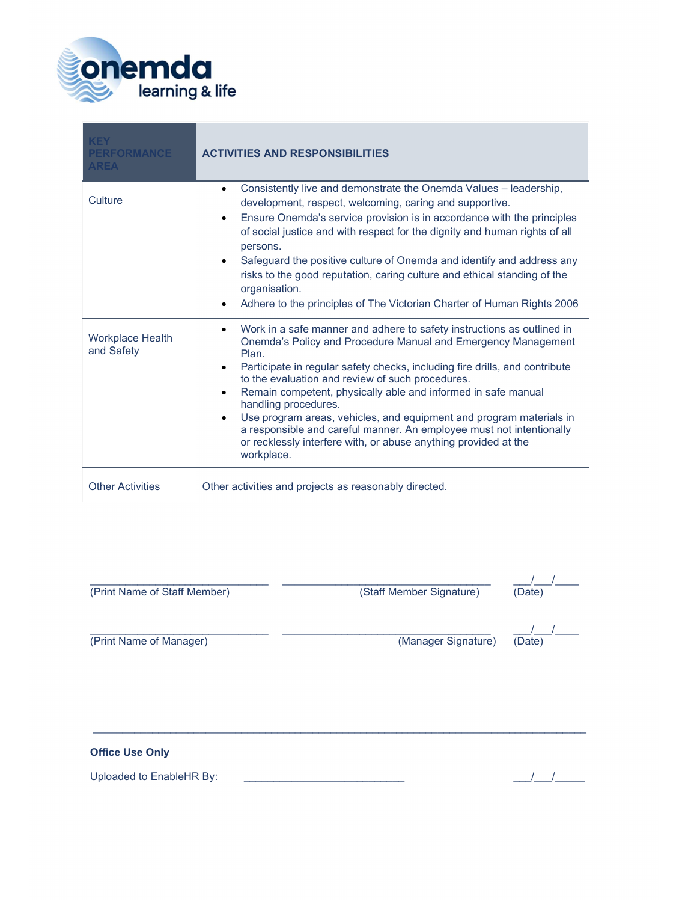| KEY PERFORMANCE AREA | ACTIVITIES AND RESPONSIBILITIES |
|---|---|
| Culture | • Consistently live and demonstrate the Onemda Values – leadership, development, respect, welcoming, caring and supportive.<br>• Ensure Onemda's service provision is in accordance with the principles of social justice and with respect for the dignity and human rights of all persons.<br>• Safeguard the positive culture of Onemda and identify and address any risks to the good reputation, caring culture and ethical standing of the organisation.<br>• Adhere to the principles of The Victorian Charter of Human Rights 2006 |
| Workplace Health and Safety | • Work in a safe manner and adhere to safety instructions as outlined in Onemda's Policy and Procedure Manual and Emergency Management Plan.<br>• Participate in regular safety checks, including fire drills, and contribute to the evaluation and review of such procedures.<br>• Remain competent, physically able and informed in safe manual handling procedures.<br>• Use program areas, vehicles, and equipment and program materials in a responsible and careful manner. An employee must not intentionally or recklessly interfere with, or abuse anything provided at the workplace. |
| Other Activities | Other activities and projects as reasonably directed. |

_____________________________ &nbsp;&nbsp; _________________________________ &nbsp;&nbsp; ___/___/____
(Print Name of Staff Member) &nbsp;&nbsp; (Staff Member Signature) &nbsp;&nbsp; (Date)

_____________________________ &nbsp;&nbsp; _________________________________ &nbsp;&nbsp; ___/___/____
(Print Name of Manager) &nbsp;&nbsp; (Manager Signature) &nbsp;&nbsp; (Date)

---

**Office Use Only**

Uploaded to EnableHR By: ___________________________ ___/___/_____